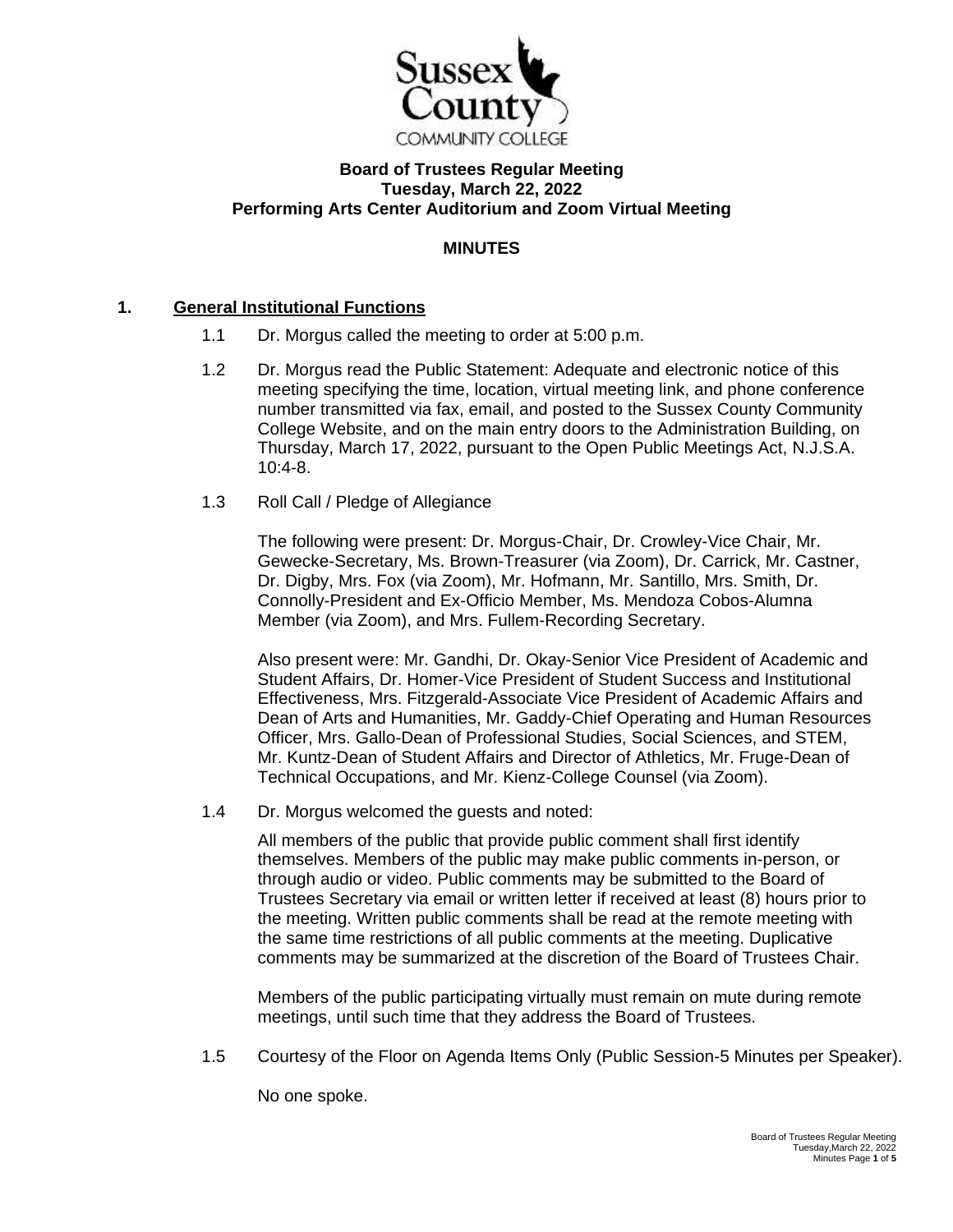# Board of Trustees Regular Meeting
## Tuesday, March 22, 2022
## Performing Arts Center Auditorium and Zoom Virtual Meeting

## MINUTES

### 1. General Institutional Functions

1.1 Dr. Morgus called the meeting to order at 5:00 p.m.

1.2 Dr. Morgus read the Public Statement: Adequate and electronic notice of this meeting specifying the time, location, virtual meeting link, and phone conference number transmitted via fax, email, and posted to the Sussex County Community College Website, and on the main entry doors to the Administration Building, on Thursday, March 17, 2022, pursuant to the Open Public Meetings Act, N.J.S.A. 10:4-8.

1.3 Roll Call / Pledge of Allegiance

The following were present: Dr. Morgus-Chair, Dr. Crowley-Vice Chair, Mr. Gewecke-Secretary, Ms. Brown-Treasurer (via Zoom), Dr. Carrick, Mr. Castner, Dr. Digby, Mrs. Fox (via Zoom), Mr. Hofmann, Mr. Santillo, Mrs. Smith, Dr. Connolly-President and Ex-Officio Member, Ms. Mendoza Cobos-Alumna Member (via Zoom), and Mrs. Fullem-Recording Secretary.

Also present were: Mr. Gandhi, Dr. Okay-Senior Vice President of Academic and Student Affairs, Dr. Homer-Vice President of Student Success and Institutional Effectiveness, Mrs. Fitzgerald-Associate Vice President of Academic Affairs and Dean of Arts and Humanities, Mr. Gaddy-Chief Operating and Human Resources Officer, Mrs. Gallo-Dean of Professional Studies, Social Sciences, and STEM, Mr. Kuntz-Dean of Student Affairs and Director of Athletics, Mr. Fruge-Dean of Technical Occupations, and Mr. Kienz-College Counsel (via Zoom).

1.4 Dr. Morgus welcomed the guests and noted:

All members of the public that provide public comment shall first identify themselves. Members of the public may make public comments in-person, or through audio or video. Public comments may be submitted to the Board of Trustees Secretary via email or written letter if received at least (8) hours prior to the meeting. Written public comments shall be read at the remote meeting with the same time restrictions of all public comments at the meeting. Duplicative comments may be summarized at the discretion of the Board of Trustees Chair.

Members of the public participating virtually must remain on mute during remote meetings, until such time that they address the Board of Trustees.

1.5 Courtesy of the Floor on Agenda Items Only (Public Session-5 Minutes per Speaker).

No one spoke.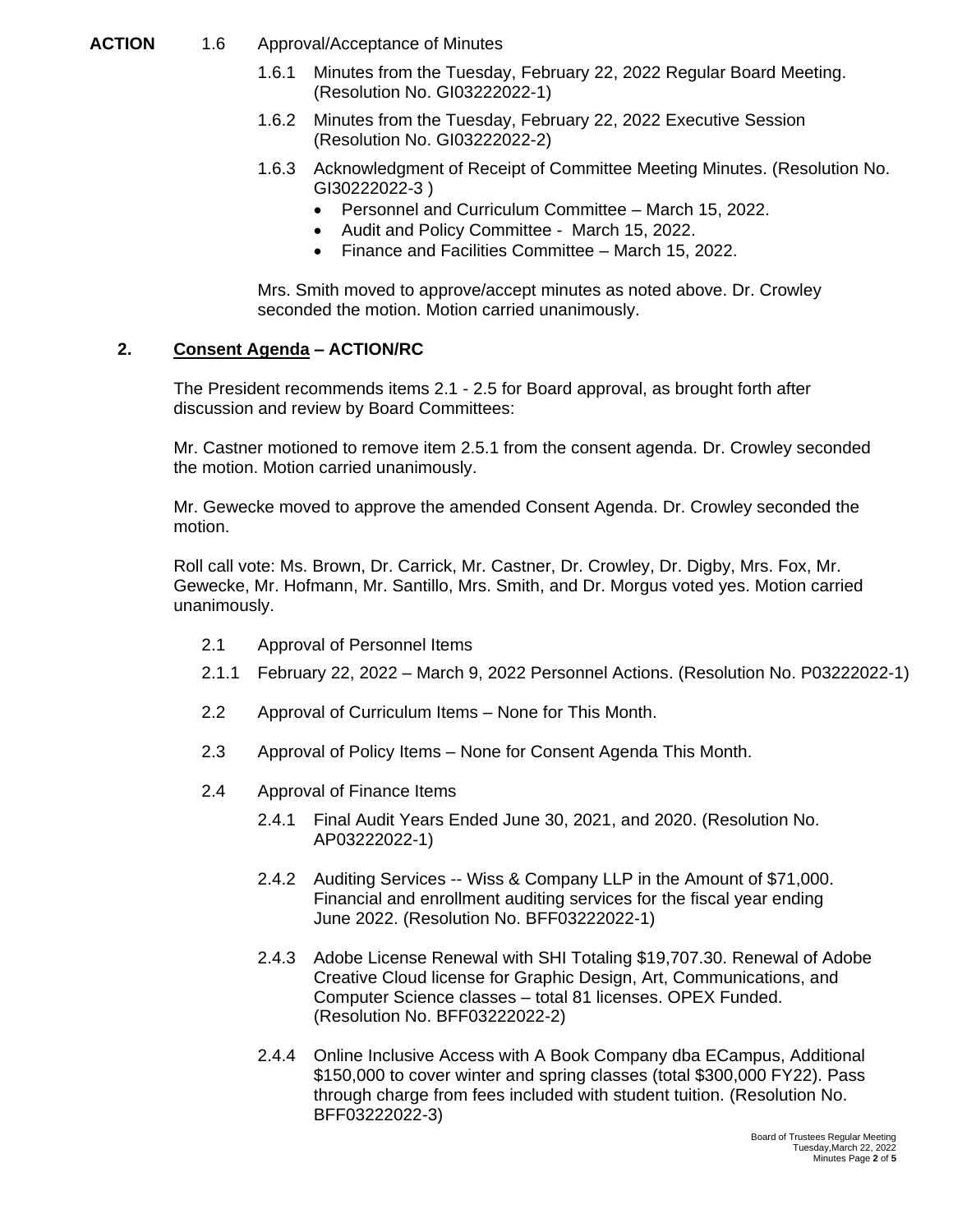**ACTION** 1.6 Approval/Acceptance of Minutes

1.6.1 Minutes from the Tuesday, February 22, 2022 Regular Board Meeting. (Resolution No. GI03222022-1)

1.6.2 Minutes from the Tuesday, February 22, 2022 Executive Session (Resolution No. GI03222022-2)

1.6.3 Acknowledgment of Receipt of Committee Meeting Minutes. (Resolution No. GI30222022-3 )

- Personnel and Curriculum Committee – March 15, 2022.
- Audit and Policy Committee - March 15, 2022.
- Finance and Facilities Committee – March 15, 2022.

Mrs. Smith moved to approve/accept minutes as noted above. Dr. Crowley seconded the motion. Motion carried unanimously.

## 2. Consent Agenda – ACTION/RC

The President recommends items 2.1 - 2.5 for Board approval, as brought forth after discussion and review by Board Committees:

Mr. Castner motioned to remove item 2.5.1 from the consent agenda. Dr. Crowley seconded the motion. Motion carried unanimously.

Mr. Gewecke moved to approve the amended Consent Agenda. Dr. Crowley seconded the motion.

Roll call vote: Ms. Brown, Dr. Carrick, Mr. Castner, Dr. Crowley, Dr. Digby, Mrs. Fox, Mr. Gewecke, Mr. Hofmann, Mr. Santillo, Mrs. Smith, and Dr. Morgus voted yes. Motion carried unanimously.

2.1 Approval of Personnel Items

2.1.1 February 22, 2022 – March 9, 2022 Personnel Actions. (Resolution No. P03222022-1)

2.2 Approval of Curriculum Items – None for This Month.

2.3 Approval of Policy Items – None for Consent Agenda This Month.

2.4 Approval of Finance Items

2.4.1 Final Audit Years Ended June 30, 2021, and 2020. (Resolution No. AP03222022-1)

2.4.2 Auditing Services -- Wiss & Company LLP in the Amount of $71,000. Financial and enrollment auditing services for the fiscal year ending June 2022. (Resolution No. BFF03222022-1)

2.4.3 Adobe License Renewal with SHI Totaling $19,707.30. Renewal of Adobe Creative Cloud license for Graphic Design, Art, Communications, and Computer Science classes – total 81 licenses. OPEX Funded. (Resolution No. BFF03222022-2)

2.4.4 Online Inclusive Access with A Book Company dba ECampus, Additional $150,000 to cover winter and spring classes (total $300,000 FY22). Pass through charge from fees included with student tuition. (Resolution No. BFF03222022-3)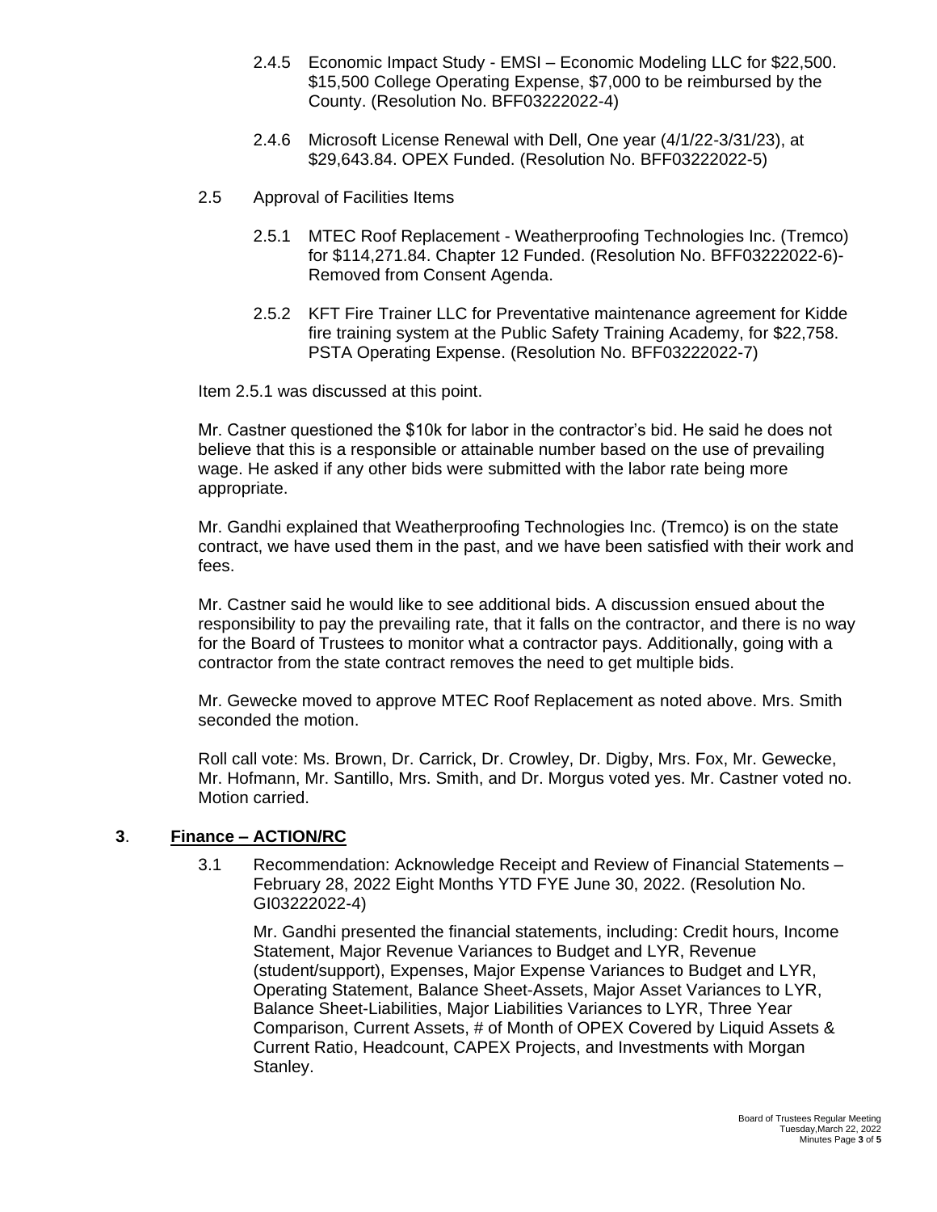2.4.5 Economic Impact Study - EMSI – Economic Modeling LLC for $22,500. $15,500 College Operating Expense, $7,000 to be reimbursed by the County. (Resolution No. BFF03222022-4)

2.4.6 Microsoft License Renewal with Dell, One year (4/1/22-3/31/23), at $29,643.84. OPEX Funded. (Resolution No. BFF03222022-5)

2.5 Approval of Facilities Items

2.5.1 MTEC Roof Replacement - Weatherproofing Technologies Inc. (Tremco) for $114,271.84. Chapter 12 Funded. (Resolution No. BFF03222022-6)- Removed from Consent Agenda.

2.5.2 KFT Fire Trainer LLC for Preventative maintenance agreement for Kidde fire training system at the Public Safety Training Academy, for $22,758. PSTA Operating Expense. (Resolution No. BFF03222022-7)

Item 2.5.1 was discussed at this point.

Mr. Castner questioned the $10k for labor in the contractor's bid. He said he does not believe that this is a responsible or attainable number based on the use of prevailing wage. He asked if any other bids were submitted with the labor rate being more appropriate.

Mr. Gandhi explained that Weatherproofing Technologies Inc. (Tremco) is on the state contract, we have used them in the past, and we have been satisfied with their work and fees.

Mr. Castner said he would like to see additional bids. A discussion ensued about the responsibility to pay the prevailing rate, that it falls on the contractor, and there is no way for the Board of Trustees to monitor what a contractor pays. Additionally, going with a contractor from the state contract removes the need to get multiple bids.

Mr. Gewecke moved to approve MTEC Roof Replacement as noted above. Mrs. Smith seconded the motion.

Roll call vote: Ms. Brown, Dr. Carrick, Dr. Crowley, Dr. Digby, Mrs. Fox, Mr. Gewecke, Mr. Hofmann, Mr. Santillo, Mrs. Smith, and Dr. Morgus voted yes. Mr. Castner voted no. Motion carried.

## 3. Finance – ACTION/RC

3.1 Recommendation: Acknowledge Receipt and Review of Financial Statements – February 28, 2022 Eight Months YTD FYE June 30, 2022. (Resolution No. GI03222022-4)

Mr. Gandhi presented the financial statements, including: Credit hours, Income Statement, Major Revenue Variances to Budget and LYR, Revenue (student/support), Expenses, Major Expense Variances to Budget and LYR, Operating Statement, Balance Sheet-Assets, Major Asset Variances to LYR, Balance Sheet-Liabilities, Major Liabilities Variances to LYR, Three Year Comparison, Current Assets, # of Month of OPEX Covered by Liquid Assets & Current Ratio, Headcount, CAPEX Projects, and Investments with Morgan Stanley.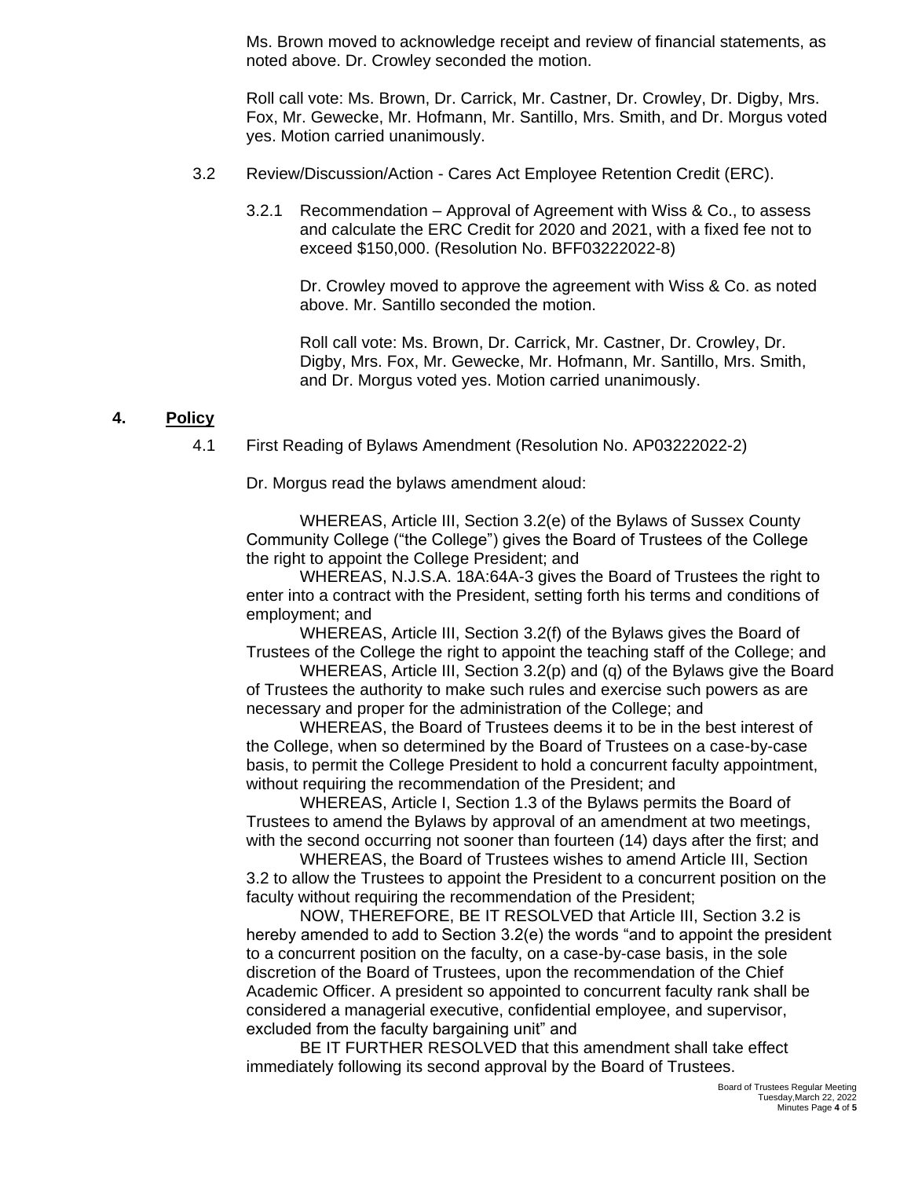Ms. Brown moved to acknowledge receipt and review of financial statements, as noted above. Dr. Crowley seconded the motion.

Roll call vote: Ms. Brown, Dr. Carrick, Mr. Castner, Dr. Crowley, Dr. Digby, Mrs. Fox, Mr. Gewecke, Mr. Hofmann, Mr. Santillo, Mrs. Smith, and Dr. Morgus voted yes. Motion carried unanimously.

3.2 Review/Discussion/Action - Cares Act Employee Retention Credit (ERC).

3.2.1 Recommendation – Approval of Agreement with Wiss & Co., to assess and calculate the ERC Credit for 2020 and 2021, with a fixed fee not to exceed $150,000. (Resolution No. BFF03222022-8)

Dr. Crowley moved to approve the agreement with Wiss & Co. as noted above. Mr. Santillo seconded the motion.

Roll call vote: Ms. Brown, Dr. Carrick, Mr. Castner, Dr. Crowley, Dr. Digby, Mrs. Fox, Mr. Gewecke, Mr. Hofmann, Mr. Santillo, Mrs. Smith, and Dr. Morgus voted yes. Motion carried unanimously.

## 4. Policy

4.1 First Reading of Bylaws Amendment (Resolution No. AP03222022-2)

Dr. Morgus read the bylaws amendment aloud:

WHEREAS, Article III, Section 3.2(e) of the Bylaws of Sussex County Community College ("the College") gives the Board of Trustees of the College the right to appoint the College President; and

WHEREAS, N.J.S.A. 18A:64A-3 gives the Board of Trustees the right to enter into a contract with the President, setting forth his terms and conditions of employment; and

WHEREAS, Article III, Section 3.2(f) of the Bylaws gives the Board of Trustees of the College the right to appoint the teaching staff of the College; and

WHEREAS, Article III, Section 3.2(p) and (q) of the Bylaws give the Board of Trustees the authority to make such rules and exercise such powers as are necessary and proper for the administration of the College; and

WHEREAS, the Board of Trustees deems it to be in the best interest of the College, when so determined by the Board of Trustees on a case-by-case basis, to permit the College President to hold a concurrent faculty appointment, without requiring the recommendation of the President; and

WHEREAS, Article I, Section 1.3 of the Bylaws permits the Board of Trustees to amend the Bylaws by approval of an amendment at two meetings, with the second occurring not sooner than fourteen (14) days after the first; and

WHEREAS, the Board of Trustees wishes to amend Article III, Section 3.2 to allow the Trustees to appoint the President to a concurrent position on the faculty without requiring the recommendation of the President;

NOW, THEREFORE, BE IT RESOLVED that Article III, Section 3.2 is hereby amended to add to Section 3.2(e) the words "and to appoint the president to a concurrent position on the faculty, on a case-by-case basis, in the sole discretion of the Board of Trustees, upon the recommendation of the Chief Academic Officer. A president so appointed to concurrent faculty rank shall be considered a managerial executive, confidential employee, and supervisor, excluded from the faculty bargaining unit" and

BE IT FURTHER RESOLVED that this amendment shall take effect immediately following its second approval by the Board of Trustees.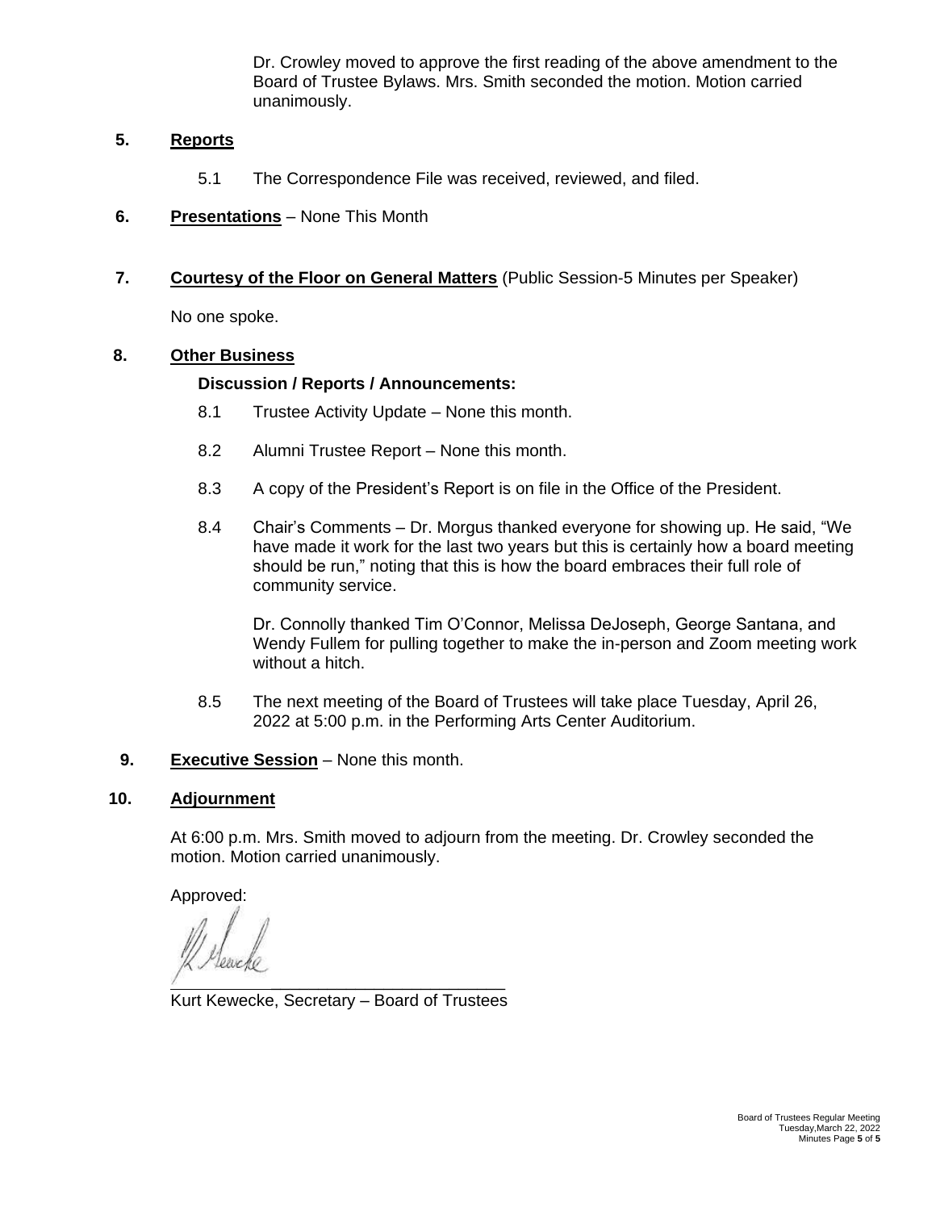Dr. Crowley moved to approve the first reading of the above amendment to the Board of Trustee Bylaws. Mrs. Smith seconded the motion. Motion carried unanimously.

## 5. Reports

5.1 The Correspondence File was received, reviewed, and filed.

## 6. Presentations – None This Month

## 7. Courtesy of the Floor on General Matters (Public Session-5 Minutes per Speaker)

No one spoke.

## 8. Other Business

**Discussion / Reports / Announcements:**

8.1 Trustee Activity Update – None this month.

8.2 Alumni Trustee Report – None this month.

8.3 A copy of the President's Report is on file in the Office of the President.

8.4 Chair's Comments – Dr. Morgus thanked everyone for showing up. He said, "We have made it work for the last two years but this is certainly how a board meeting should be run," noting that this is how the board embraces their full role of community service.

Dr. Connolly thanked Tim O'Connor, Melissa DeJoseph, George Santana, and Wendy Fullem for pulling together to make the in-person and Zoom meeting work without a hitch.

8.5 The next meeting of the Board of Trustees will take place Tuesday, April 26, 2022 at 5:00 p.m. in the Performing Arts Center Auditorium.

## 9. Executive Session – None this month.

## 10. Adjournment

At 6:00 p.m. Mrs. Smith moved to adjourn from the meeting. Dr. Crowley seconded the motion. Motion carried unanimously.

Approved:

\_\_\_\_\_\_\_\_\_\_\_\_\_\_\_\_\_\_\_\_\_\_\_\_\_\_\_\_\_\_\_\_\_\_\_\_

Kurt Kewecke, Secretary – Board of Trustees